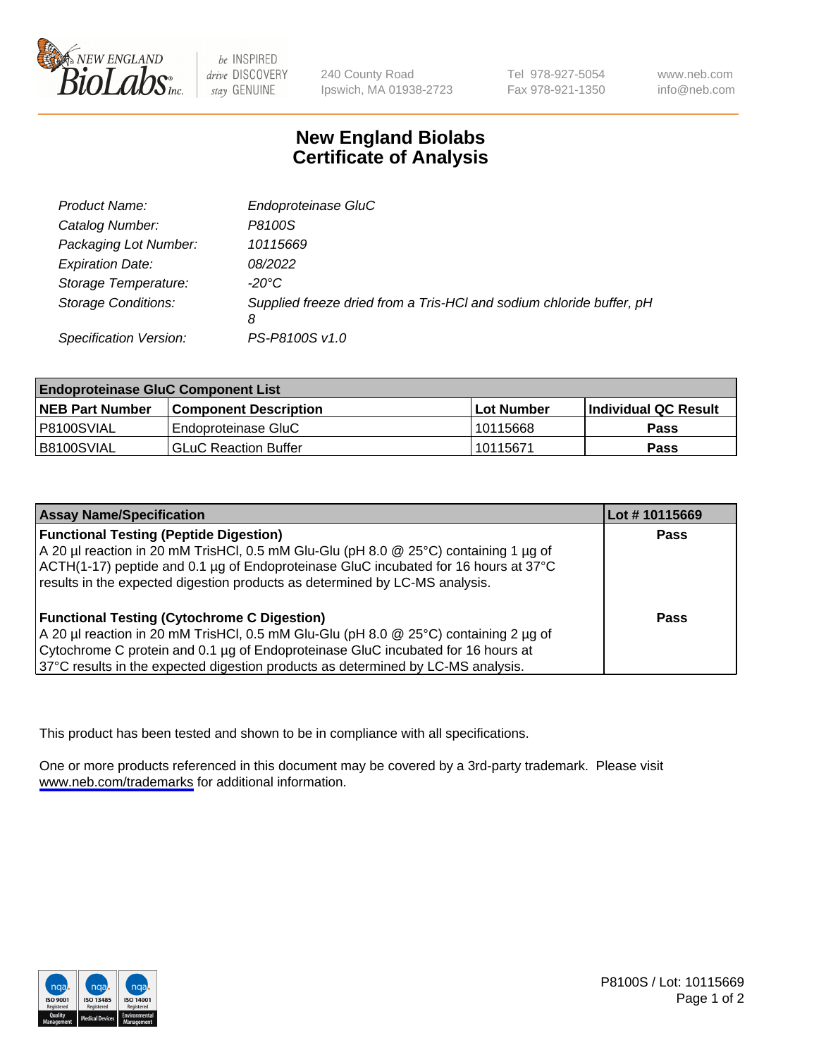NEW ENGLAND BioLabs Inc. — be INSPIRED drive DISCOVERY stay GENUINE

240 County Road
Ipswich, MA 01938-2723

Tel 978-927-5054
Fax 978-921-1350

www.neb.com
info@neb.com

# New England Biolabs
# Certificate of Analysis

| | |
|---|---|
| *Product Name:* | *Endoproteinase GluC* |
| *Catalog Number:* | *P8100S* |
| *Packaging Lot Number:* | *10115669* |
| *Expiration Date:* | *08/2022* |
| *Storage Temperature:* | *-20°C* |
| *Storage Conditions:* | *Supplied freeze dried from a Tris-HCl and sodium chloride buffer, pH 8* |
| *Specification Version:* | *PS-P8100S v1.0* |

| **Endoproteinase GluC Component List** | | | |
|---|---|---|---|
| **NEB Part Number** | **Component Description** | **Lot Number** | **Individual QC Result** |
| P8100SVIAL | Endoproteinase GluC | 10115668 | **Pass** |
| B8100SVIAL | GLuC Reaction Buffer | 10115671 | **Pass** |

| **Assay Name/Specification** | **Lot # 10115669** |
|---|---|
| **Functional Testing (Peptide Digestion)**<br>A 20 µl reaction in 20 mM TrisHCl, 0.5 mM Glu-Glu (pH 8.0 @ 25°C) containing 1 µg of ACTH(1-17) peptide and 0.1 µg of Endoproteinase GluC incubated for 16 hours at 37°C results in the expected digestion products as determined by LC-MS analysis. | **Pass** |
| **Functional Testing (Cytochrome C Digestion)**<br>A 20 µl reaction in 20 mM TrisHCl, 0.5 mM Glu-Glu (pH 8.0 @ 25°C) containing 2 µg of Cytochrome C protein and 0.1 µg of Endoproteinase GluC incubated for 16 hours at 37°C results in the expected digestion products as determined by LC-MS analysis. | **Pass** |

This product has been tested and shown to be in compliance with all specifications.

One or more products referenced in this document may be covered by a 3rd-party trademark. Please visit www.neb.com/trademarks for additional information.

P8100S / Lot: 10115669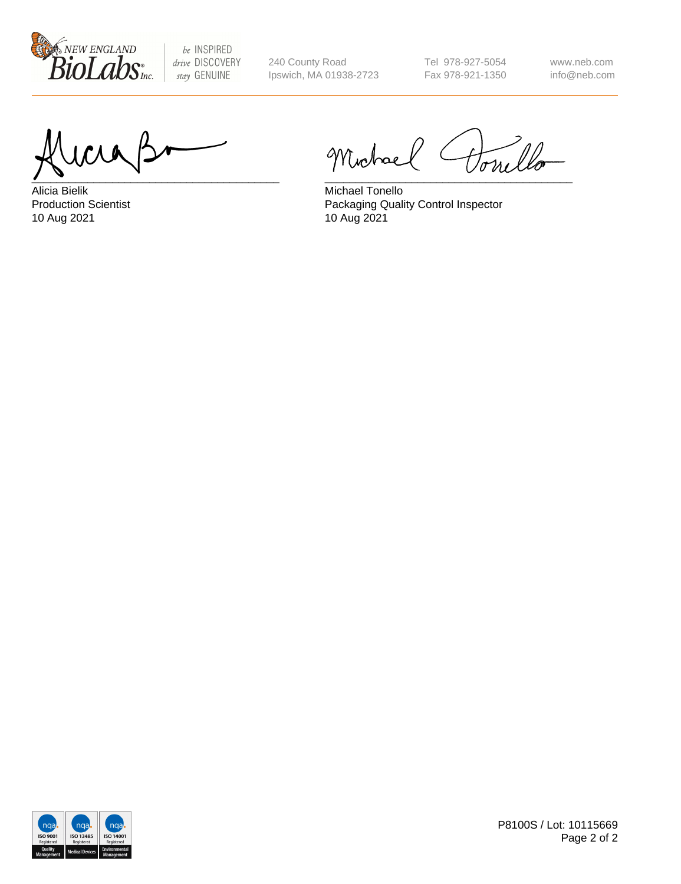240 County Road
Ipswich, MA 01938-2723

Tel 978-927-5054
Fax 978-921-1350

www.neb.com
info@neb.com

Alicia Bielik
Production Scientist
10 Aug 2021

Michael Tonello
Packaging Quality Control Inspector
10 Aug 2021

P8100S / Lot: 10115669